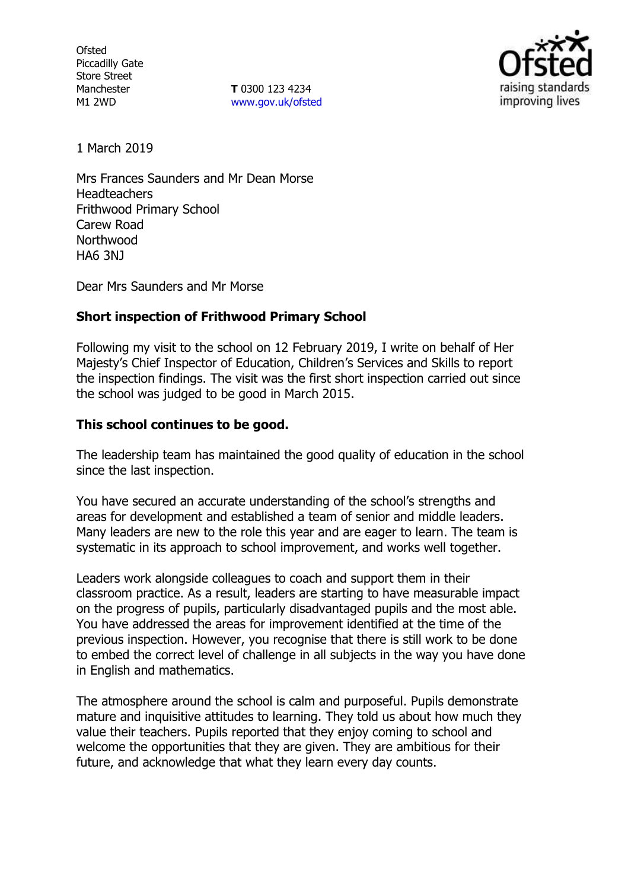Ofsted
Piccadilly Gate
Store Street
Manchester
M1 2WD

**T** 0300 123 4234
www.gov.uk/ofsted

1 March 2019

Mrs Frances Saunders and Mr Dean Morse
Headteachers
Frithwood Primary School
Carew Road
Northwood
HA6 3NJ

Dear Mrs Saunders and Mr Morse

**Short inspection of Frithwood Primary School**

Following my visit to the school on 12 February 2019, I write on behalf of Her Majesty's Chief Inspector of Education, Children's Services and Skills to report the inspection findings. The visit was the first short inspection carried out since the school was judged to be good in March 2015.

**This school continues to be good.**

The leadership team has maintained the good quality of education in the school since the last inspection.

You have secured an accurate understanding of the school's strengths and areas for development and established a team of senior and middle leaders. Many leaders are new to the role this year and are eager to learn. The team is systematic in its approach to school improvement, and works well together.

Leaders work alongside colleagues to coach and support them in their classroom practice. As a result, leaders are starting to have measurable impact on the progress of pupils, particularly disadvantaged pupils and the most able. You have addressed the areas for improvement identified at the time of the previous inspection. However, you recognise that there is still work to be done to embed the correct level of challenge in all subjects in the way you have done in English and mathematics.

The atmosphere around the school is calm and purposeful. Pupils demonstrate mature and inquisitive attitudes to learning. They told us about how much they value their teachers. Pupils reported that they enjoy coming to school and welcome the opportunities that they are given. They are ambitious for their future, and acknowledge that what they learn every day counts.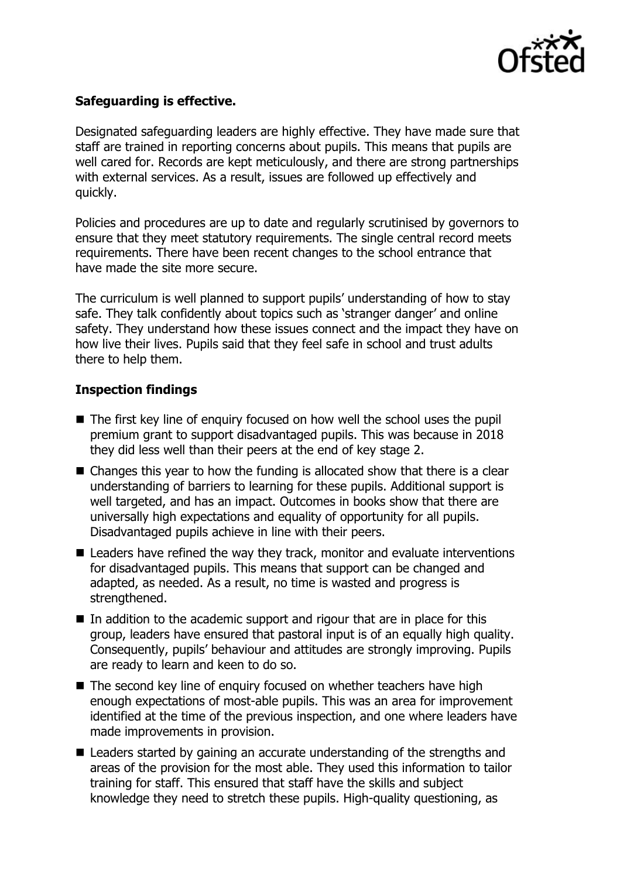**Safeguarding is effective.**

Designated safeguarding leaders are highly effective. They have made sure that staff are trained in reporting concerns about pupils. This means that pupils are well cared for. Records are kept meticulously, and there are strong partnerships with external services. As a result, issues are followed up effectively and quickly.

Policies and procedures are up to date and regularly scrutinised by governors to ensure that they meet statutory requirements. The single central record meets requirements. There have been recent changes to the school entrance that have made the site more secure.

The curriculum is well planned to support pupils' understanding of how to stay safe. They talk confidently about topics such as 'stranger danger' and online safety. They understand how these issues connect and the impact they have on how live their lives. Pupils said that they feel safe in school and trust adults there to help them.

**Inspection findings**

- The first key line of enquiry focused on how well the school uses the pupil premium grant to support disadvantaged pupils. This was because in 2018 they did less well than their peers at the end of key stage 2.
- Changes this year to how the funding is allocated show that there is a clear understanding of barriers to learning for these pupils. Additional support is well targeted, and has an impact. Outcomes in books show that there are universally high expectations and equality of opportunity for all pupils. Disadvantaged pupils achieve in line with their peers.
- Leaders have refined the way they track, monitor and evaluate interventions for disadvantaged pupils. This means that support can be changed and adapted, as needed. As a result, no time is wasted and progress is strengthened.
- In addition to the academic support and rigour that are in place for this group, leaders have ensured that pastoral input is of an equally high quality. Consequently, pupils' behaviour and attitudes are strongly improving. Pupils are ready to learn and keen to do so.
- The second key line of enquiry focused on whether teachers have high enough expectations of most-able pupils. This was an area for improvement identified at the time of the previous inspection, and one where leaders have made improvements in provision.
- Leaders started by gaining an accurate understanding of the strengths and areas of the provision for the most able. They used this information to tailor training for staff. This ensured that staff have the skills and subject knowledge they need to stretch these pupils. High-quality questioning, as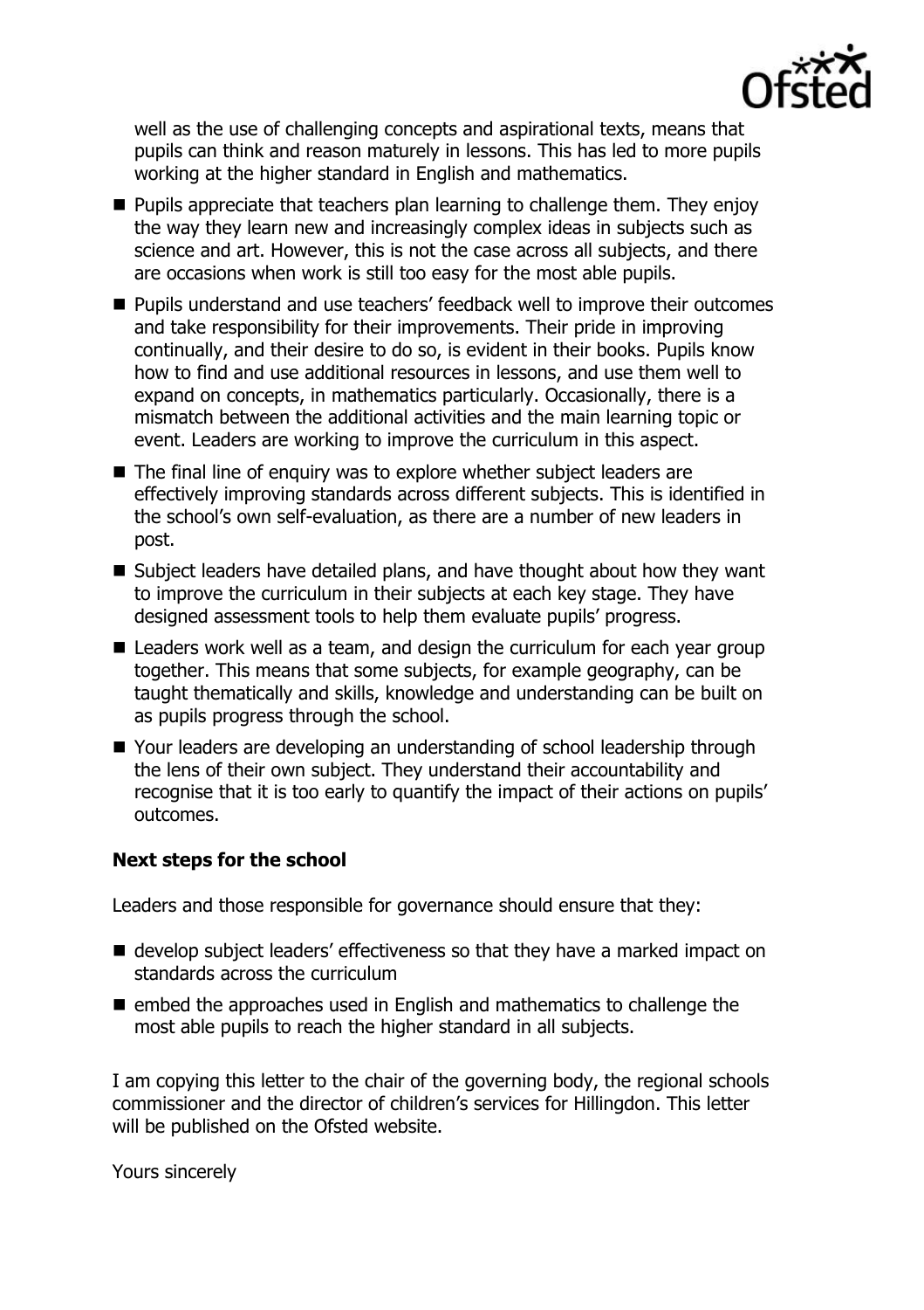well as the use of challenging concepts and aspirational texts, means that pupils can think and reason maturely in lessons. This has led to more pupils working at the higher standard in English and mathematics.

- Pupils appreciate that teachers plan learning to challenge them. They enjoy the way they learn new and increasingly complex ideas in subjects such as science and art. However, this is not the case across all subjects, and there are occasions when work is still too easy for the most able pupils.
- Pupils understand and use teachers' feedback well to improve their outcomes and take responsibility for their improvements. Their pride in improving continually, and their desire to do so, is evident in their books. Pupils know how to find and use additional resources in lessons, and use them well to expand on concepts, in mathematics particularly. Occasionally, there is a mismatch between the additional activities and the main learning topic or event. Leaders are working to improve the curriculum in this aspect.
- The final line of enquiry was to explore whether subject leaders are effectively improving standards across different subjects. This is identified in the school's own self-evaluation, as there are a number of new leaders in post.
- Subject leaders have detailed plans, and have thought about how they want to improve the curriculum in their subjects at each key stage. They have designed assessment tools to help them evaluate pupils' progress.
- Leaders work well as a team, and design the curriculum for each year group together. This means that some subjects, for example geography, can be taught thematically and skills, knowledge and understanding can be built on as pupils progress through the school.
- Your leaders are developing an understanding of school leadership through the lens of their own subject. They understand their accountability and recognise that it is too early to quantify the impact of their actions on pupils' outcomes.

### Next steps for the school

Leaders and those responsible for governance should ensure that they:

- develop subject leaders' effectiveness so that they have a marked impact on standards across the curriculum
- embed the approaches used in English and mathematics to challenge the most able pupils to reach the higher standard in all subjects.

I am copying this letter to the chair of the governing body, the regional schools commissioner and the director of children's services for Hillingdon. This letter will be published on the Ofsted website.

Yours sincerely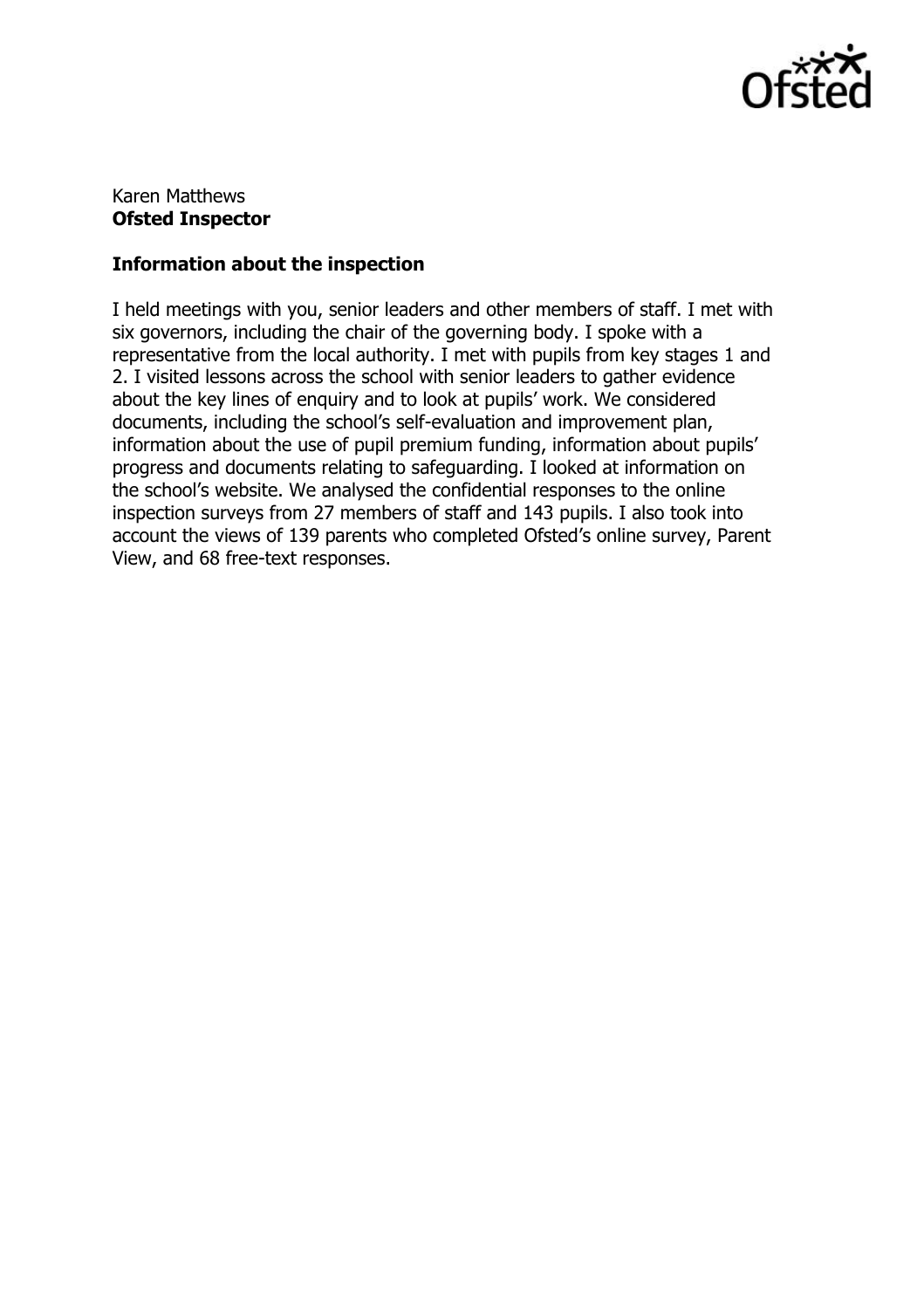Karen Matthews
**Ofsted Inspector**

## Information about the inspection

I held meetings with you, senior leaders and other members of staff. I met with six governors, including the chair of the governing body. I spoke with a representative from the local authority. I met with pupils from key stages 1 and 2. I visited lessons across the school with senior leaders to gather evidence about the key lines of enquiry and to look at pupils' work. We considered documents, including the school's self-evaluation and improvement plan, information about the use of pupil premium funding, information about pupils' progress and documents relating to safeguarding. I looked at information on the school's website. We analysed the confidential responses to the online inspection surveys from 27 members of staff and 143 pupils. I also took into account the views of 139 parents who completed Ofsted's online survey, Parent View, and 68 free-text responses.